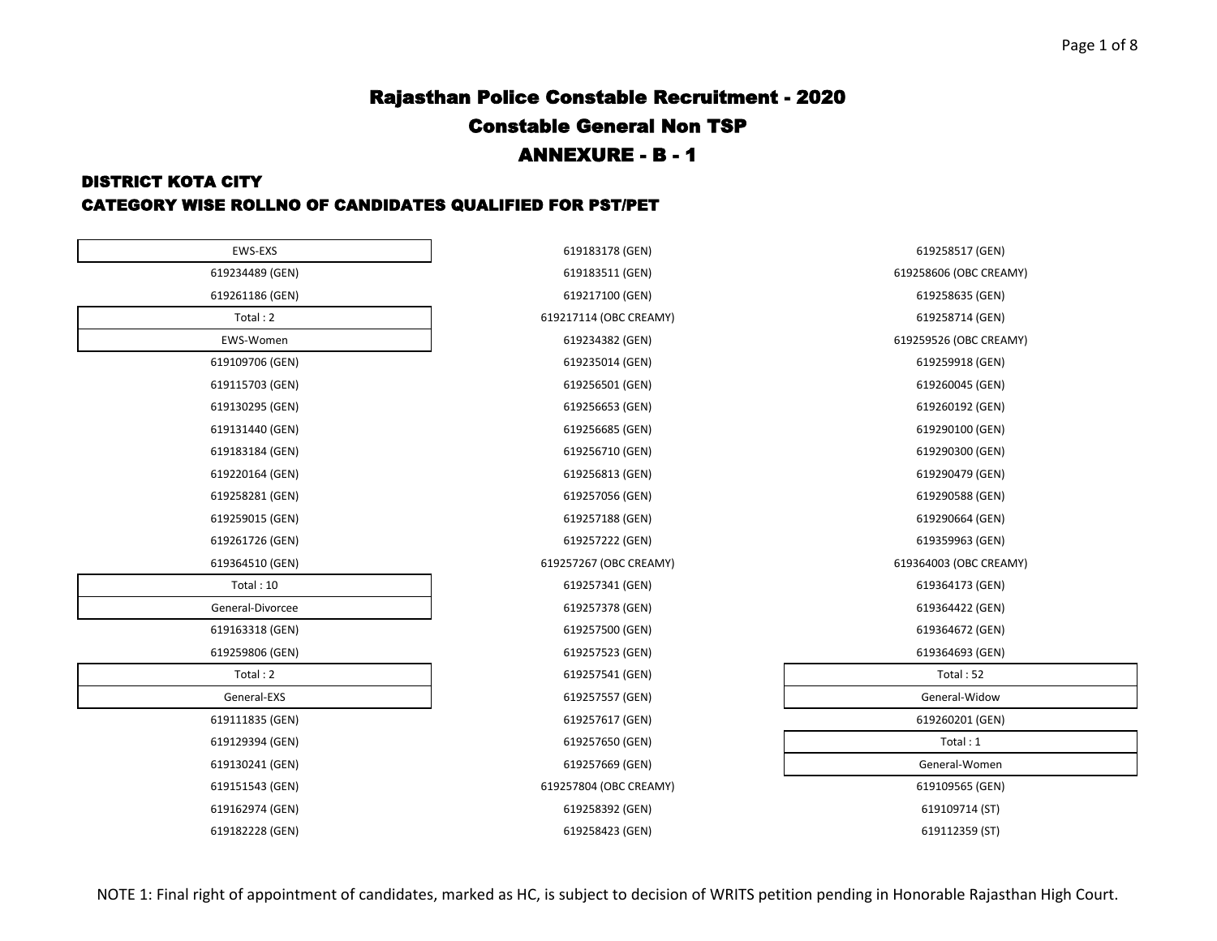# Rajasthan Police Constable Recruitment - 2020

## Constable General Non TSP

## ANNEXURE - B - 1

### DISTRICT KOTA CITY

### CATEGORY WISE ROLLNO OF CANDIDATES QUALIFIED FOR PST/PET

**EWS-EXS**

619234489 (GEN)
619261186 (GEN)

Total : 2

**EWS-Women**

619109706 (GEN)
619115703 (GEN)
619130295 (GEN)
619131440 (GEN)
619183184 (GEN)
619220164 (GEN)
619258281 (GEN)
619259015 (GEN)
619261726 (GEN)
619364510 (GEN)

Total : 10

**General-Divorcee**

619163318 (GEN)
619259806 (GEN)

Total : 2

**General-EXS**

619111835 (GEN)
619129394 (GEN)
619130241 (GEN)
619151543 (GEN)
619162974 (GEN)
619182228 (GEN)
619183178 (GEN)
619183511 (GEN)
619217100 (GEN)
619217114 (OBC CREAMY)
619234382 (GEN)
619235014 (GEN)
619256501 (GEN)
619256653 (GEN)
619256685 (GEN)
619256710 (GEN)
619256813 (GEN)
619257056 (GEN)
619257188 (GEN)
619257222 (GEN)
619257267 (OBC CREAMY)
619257341 (GEN)
619257378 (GEN)
619257500 (GEN)
619257523 (GEN)
619257541 (GEN)
619257557 (GEN)
619257617 (GEN)
619257650 (GEN)
619257669 (GEN)
619257804 (OBC CREAMY)
619258392 (GEN)
619258423 (GEN)
619258517 (GEN)
619258606 (OBC CREAMY)
619258635 (GEN)
619258714 (GEN)
619259526 (OBC CREAMY)
619259918 (GEN)
619260045 (GEN)
619260192 (GEN)
619290100 (GEN)
619290300 (GEN)
619290479 (GEN)
619290588 (GEN)
619290664 (GEN)
619359963 (GEN)
619364003 (OBC CREAMY)
619364173 (GEN)
619364422 (GEN)
619364672 (GEN)
619364693 (GEN)

Total : 52

**General-Widow**

619260201 (GEN)

Total : 1

**General-Women**

619109565 (GEN)
619109714 (ST)
619112359 (ST)

NOTE 1: Final right of appointment of candidates, marked as HC, is subject to decision of WRITS petition pending in Honorable Rajasthan High Court.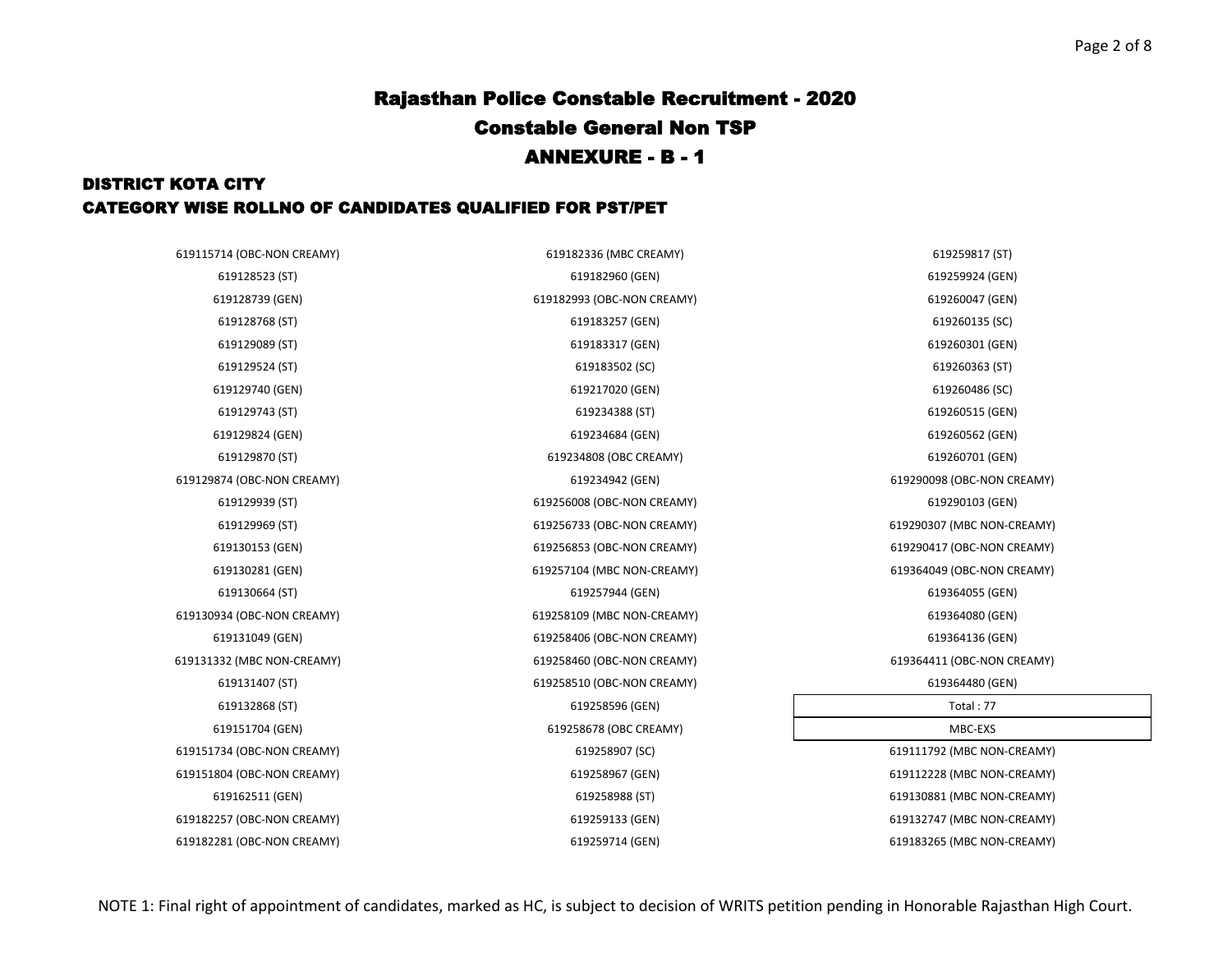# Rajasthan Police Constable Recruitment - 2020

## Constable General Non TSP

## ANNEXURE - B - 1

### DISTRICT KOTA CITY

### CATEGORY WISE ROLLNO OF CANDIDATES QUALIFIED FOR PST/PET

619115714 (OBC-NON CREAMY)
619128523 (ST)
619128739 (GEN)
619128768 (ST)
619129089 (ST)
619129524 (ST)
619129740 (GEN)
619129743 (ST)
619129824 (GEN)
619129870 (ST)
619129874 (OBC-NON CREAMY)
619129939 (ST)
619129969 (ST)
619130153 (GEN)
619130281 (GEN)
619130664 (ST)
619130934 (OBC-NON CREAMY)
619131049 (GEN)
619131332 (MBC NON-CREAMY)
619131407 (ST)
619132868 (ST)
619151704 (GEN)
619151734 (OBC-NON CREAMY)
619151804 (OBC-NON CREAMY)
619162511 (GEN)
619182257 (OBC-NON CREAMY)
619182281 (OBC-NON CREAMY)
619182336 (MBC CREAMY)
619182960 (GEN)
619182993 (OBC-NON CREAMY)
619183257 (GEN)
619183317 (GEN)
619183502 (SC)
619217020 (GEN)
619234388 (ST)
619234684 (GEN)
619234808 (OBC CREAMY)
619234942 (GEN)
619256008 (OBC-NON CREAMY)
619256733 (OBC-NON CREAMY)
619256853 (OBC-NON CREAMY)
619257104 (MBC NON-CREAMY)
619257944 (GEN)
619258109 (MBC NON-CREAMY)
619258406 (OBC-NON CREAMY)
619258460 (OBC-NON CREAMY)
619258510 (OBC-NON CREAMY)
619258596 (GEN)
619258678 (OBC CREAMY)
619258907 (SC)
619258967 (GEN)
619258988 (ST)
619259133 (GEN)
619259714 (GEN)
619259817 (ST)
619259924 (GEN)
619260047 (GEN)
619260135 (SC)
619260301 (GEN)
619260363 (ST)
619260486 (SC)
619260515 (GEN)
619260562 (GEN)
619260701 (GEN)
619290098 (OBC-NON CREAMY)
619290103 (GEN)
619290307 (MBC NON-CREAMY)
619290417 (OBC-NON CREAMY)
619364049 (OBC-NON CREAMY)
619364055 (GEN)
619364080 (GEN)
619364136 (GEN)
619364411 (OBC-NON CREAMY)
619364480 (GEN)

| Total : 77 |
|---|
| MBC-EXS |

619111792 (MBC NON-CREAMY)
619112228 (MBC NON-CREAMY)
619130881 (MBC NON-CREAMY)
619132747 (MBC NON-CREAMY)
619183265 (MBC NON-CREAMY)

NOTE 1: Final right of appointment of candidates, marked as HC, is subject to decision of WRITS petition pending in Honorable Rajasthan High Court.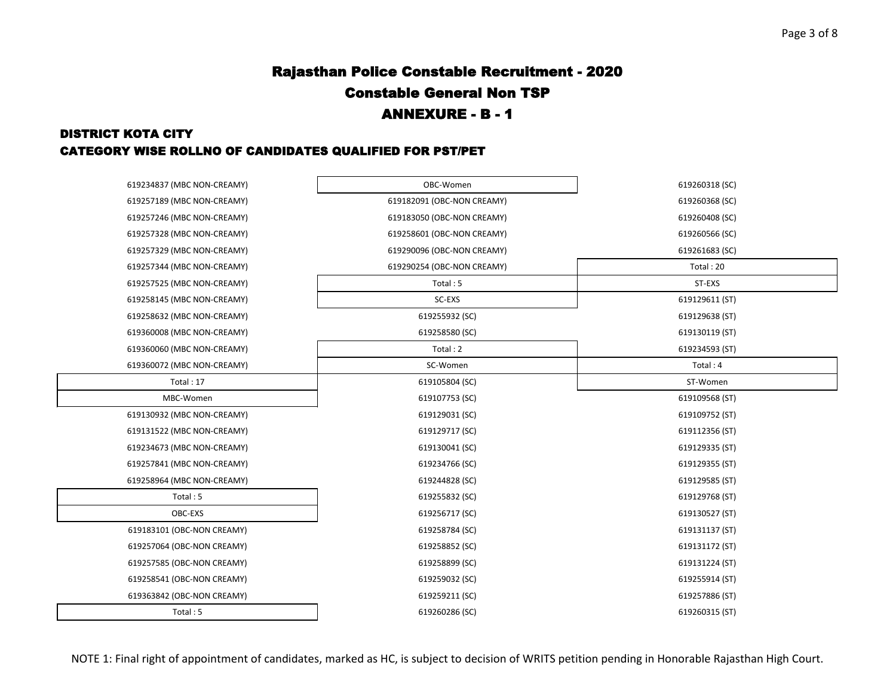# Rajasthan Police Constable Recruitment - 2020

## Constable General Non TSP

## ANNEXURE - B - 1

### DISTRICT KOTA CITY

### CATEGORY WISE ROLLNO OF CANDIDATES QUALIFIED FOR PST/PET

619234837 (MBC NON-CREAMY)
619257189 (MBC NON-CREAMY)
619257246 (MBC NON-CREAMY)
619257328 (MBC NON-CREAMY)
619257329 (MBC NON-CREAMY)
619257344 (MBC NON-CREAMY)
619257525 (MBC NON-CREAMY)
619258145 (MBC NON-CREAMY)
619258632 (MBC NON-CREAMY)
619360008 (MBC NON-CREAMY)
619360060 (MBC NON-CREAMY)
619360072 (MBC NON-CREAMY)

Total : 17

**MBC-Women**

619130932 (MBC NON-CREAMY)
619131522 (MBC NON-CREAMY)
619234673 (MBC NON-CREAMY)
619257841 (MBC NON-CREAMY)
619258964 (MBC NON-CREAMY)

Total : 5

**OBC-EXS**

619183101 (OBC-NON CREAMY)
619257064 (OBC-NON CREAMY)
619257585 (OBC-NON CREAMY)
619258541 (OBC-NON CREAMY)
619363842 (OBC-NON CREAMY)

Total : 5

**OBC-Women**

619182091 (OBC-NON CREAMY)
619183050 (OBC-NON CREAMY)
619258601 (OBC-NON CREAMY)
619290096 (OBC-NON CREAMY)
619290254 (OBC-NON CREAMY)

Total : 5

**SC-EXS**

619255932 (SC)
619258580 (SC)

Total : 2

**SC-Women**

619105804 (SC)
619107753 (SC)
619129031 (SC)
619129717 (SC)
619130041 (SC)
619234766 (SC)
619244828 (SC)
619255832 (SC)
619256717 (SC)
619258784 (SC)
619258852 (SC)
619258899 (SC)
619259032 (SC)
619259211 (SC)
619260286 (SC)
619260318 (SC)
619260368 (SC)
619260408 (SC)
619260566 (SC)
619261683 (SC)

Total : 20

**ST-EXS**

619129611 (ST)
619129638 (ST)
619130119 (ST)
619234593 (ST)

Total : 4

**ST-Women**

619109568 (ST)
619109752 (ST)
619112356 (ST)
619129335 (ST)
619129355 (ST)
619129585 (ST)
619129768 (ST)
619130527 (ST)
619131137 (ST)
619131172 (ST)
619131224 (ST)
619255914 (ST)
619257886 (ST)
619260315 (ST)

NOTE 1: Final right of appointment of candidates, marked as HC, is subject to decision of WRITS petition pending in Honorable Rajasthan High Court.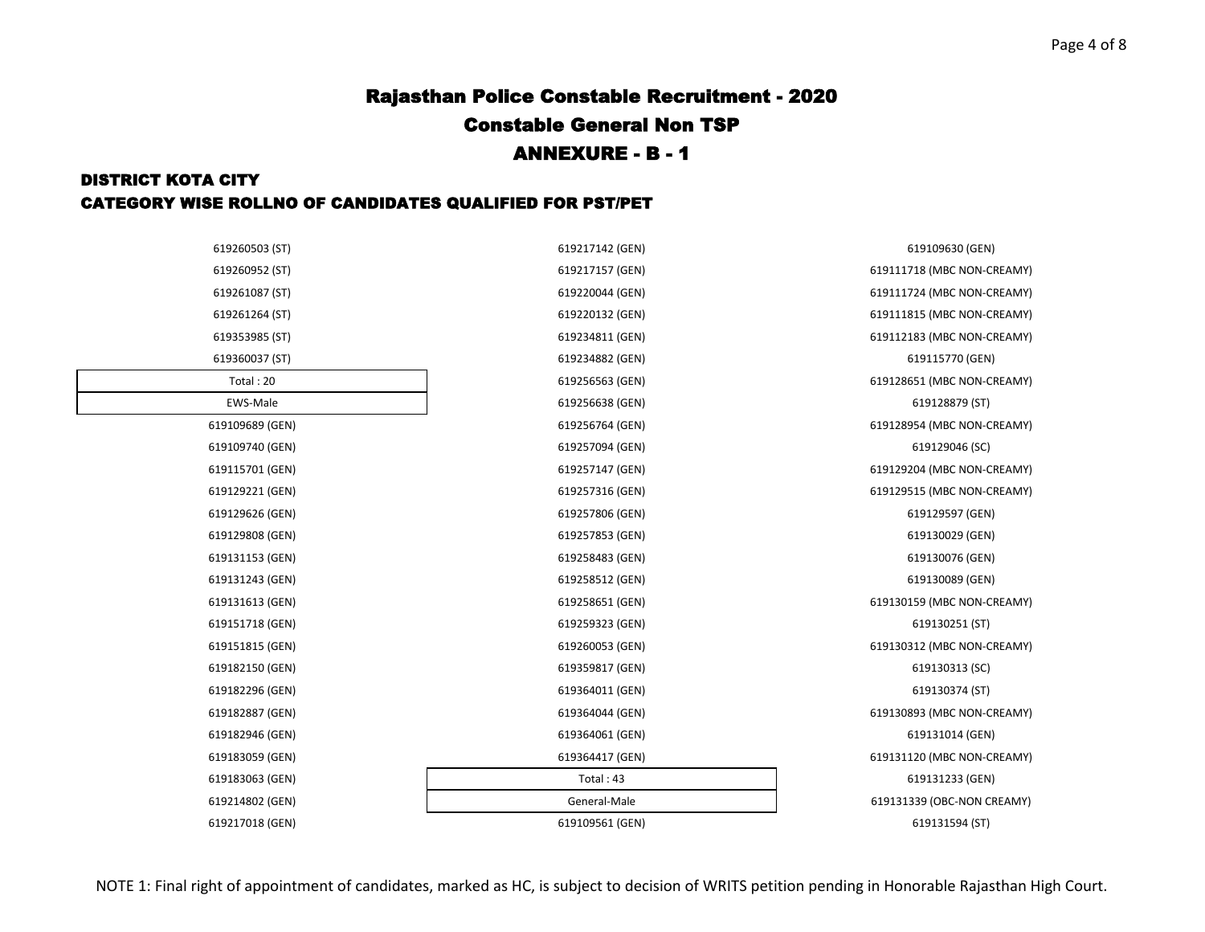# Rajasthan Police Constable Recruitment - 2020

## Constable General Non TSP

## ANNEXURE - B - 1

### DISTRICT KOTA CITY

### CATEGORY WISE ROLLNO OF CANDIDATES QUALIFIED FOR PST/PET

619260503 (ST)
619260952 (ST)
619261087 (ST)
619261264 (ST)
619353985 (ST)
619360037 (ST)

| Total : 20 |
|---|
| EWS-Male |

619109689 (GEN)
619109740 (GEN)
619115701 (GEN)
619129221 (GEN)
619129626 (GEN)
619129808 (GEN)
619131153 (GEN)
619131243 (GEN)
619131613 (GEN)
619151718 (GEN)
619151815 (GEN)
619182150 (GEN)
619182296 (GEN)
619182887 (GEN)
619182946 (GEN)
619183059 (GEN)
619183063 (GEN)
619214802 (GEN)
619217018 (GEN)
619217142 (GEN)
619217157 (GEN)
619220044 (GEN)
619220132 (GEN)
619234811 (GEN)
619234882 (GEN)
619256563 (GEN)
619256638 (GEN)
619256764 (GEN)
619257094 (GEN)
619257147 (GEN)
619257316 (GEN)
619257806 (GEN)
619257853 (GEN)
619258483 (GEN)
619258512 (GEN)
619258651 (GEN)
619259323 (GEN)
619260053 (GEN)
619359817 (GEN)
619364011 (GEN)
619364044 (GEN)
619364061 (GEN)
619364417 (GEN)

| Total : 43 |
|---|
| General-Male |

619109561 (GEN)
619109630 (GEN)
619111718 (MBC NON-CREAMY)
619111724 (MBC NON-CREAMY)
619111815 (MBC NON-CREAMY)
619112183 (MBC NON-CREAMY)
619115770 (GEN)
619128651 (MBC NON-CREAMY)
619128879 (ST)
619128954 (MBC NON-CREAMY)
619129046 (SC)
619129204 (MBC NON-CREAMY)
619129515 (MBC NON-CREAMY)
619129597 (GEN)
619130029 (GEN)
619130076 (GEN)
619130089 (GEN)
619130159 (MBC NON-CREAMY)
619130251 (ST)
619130312 (MBC NON-CREAMY)
619130313 (SC)
619130374 (ST)
619130893 (MBC NON-CREAMY)
619131014 (GEN)
619131120 (MBC NON-CREAMY)
619131233 (GEN)
619131339 (OBC-NON CREAMY)
619131594 (ST)

NOTE 1: Final right of appointment of candidates, marked as HC, is subject to decision of WRITS petition pending in Honorable Rajasthan High Court.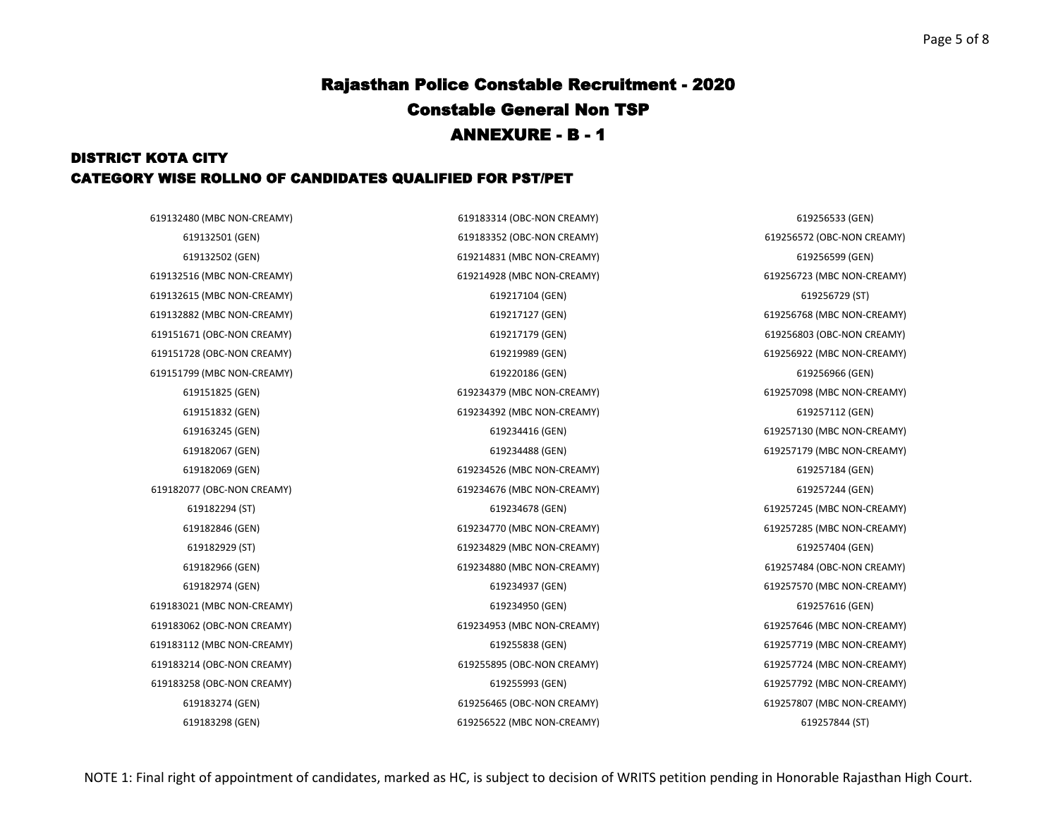# Rajasthan Police Constable Recruitment - 2020

## Constable General Non TSP

## ANNEXURE - B - 1

### DISTRICT KOTA CITY

### CATEGORY WISE ROLLNO OF CANDIDATES QUALIFIED FOR PST/PET

619132480 (MBC NON-CREAMY)
619132501 (GEN)
619132502 (GEN)
619132516 (MBC NON-CREAMY)
619132615 (MBC NON-CREAMY)
619132882 (MBC NON-CREAMY)
619151671 (OBC-NON CREAMY)
619151728 (OBC-NON CREAMY)
619151799 (MBC NON-CREAMY)
619151825 (GEN)
619151832 (GEN)
619163245 (GEN)
619182067 (GEN)
619182069 (GEN)
619182077 (OBC-NON CREAMY)
619182294 (ST)
619182846 (GEN)
619182929 (ST)
619182966 (GEN)
619182974 (GEN)
619183021 (MBC NON-CREAMY)
619183062 (OBC-NON CREAMY)
619183112 (MBC NON-CREAMY)
619183214 (OBC-NON CREAMY)
619183258 (OBC-NON CREAMY)
619183274 (GEN)
619183298 (GEN)
619183314 (OBC-NON CREAMY)
619183352 (OBC-NON CREAMY)
619214831 (MBC NON-CREAMY)
619214928 (MBC NON-CREAMY)
619217104 (GEN)
619217127 (GEN)
619217179 (GEN)
619219989 (GEN)
619220186 (GEN)
619234379 (MBC NON-CREAMY)
619234392 (MBC NON-CREAMY)
619234416 (GEN)
619234488 (GEN)
619234526 (MBC NON-CREAMY)
619234676 (MBC NON-CREAMY)
619234678 (GEN)
619234770 (MBC NON-CREAMY)
619234829 (MBC NON-CREAMY)
619234880 (MBC NON-CREAMY)
619234937 (GEN)
619234950 (GEN)
619234953 (MBC NON-CREAMY)
619255838 (GEN)
619255895 (OBC-NON CREAMY)
619255993 (GEN)
619256465 (OBC-NON CREAMY)
619256522 (MBC NON-CREAMY)
619256533 (GEN)
619256572 (OBC-NON CREAMY)
619256599 (GEN)
619256723 (MBC NON-CREAMY)
619256729 (ST)
619256768 (MBC NON-CREAMY)
619256803 (OBC-NON CREAMY)
619256922 (MBC NON-CREAMY)
619256966 (GEN)
619257098 (MBC NON-CREAMY)
619257112 (GEN)
619257130 (MBC NON-CREAMY)
619257179 (MBC NON-CREAMY)
619257184 (GEN)
619257244 (GEN)
619257245 (MBC NON-CREAMY)
619257285 (MBC NON-CREAMY)
619257404 (GEN)
619257484 (OBC-NON CREAMY)
619257570 (MBC NON-CREAMY)
619257616 (GEN)
619257646 (MBC NON-CREAMY)
619257719 (MBC NON-CREAMY)
619257724 (MBC NON-CREAMY)
619257792 (MBC NON-CREAMY)
619257807 (MBC NON-CREAMY)
619257844 (ST)

NOTE 1: Final right of appointment of candidates, marked as HC, is subject to decision of WRITS petition pending in Honorable Rajasthan High Court.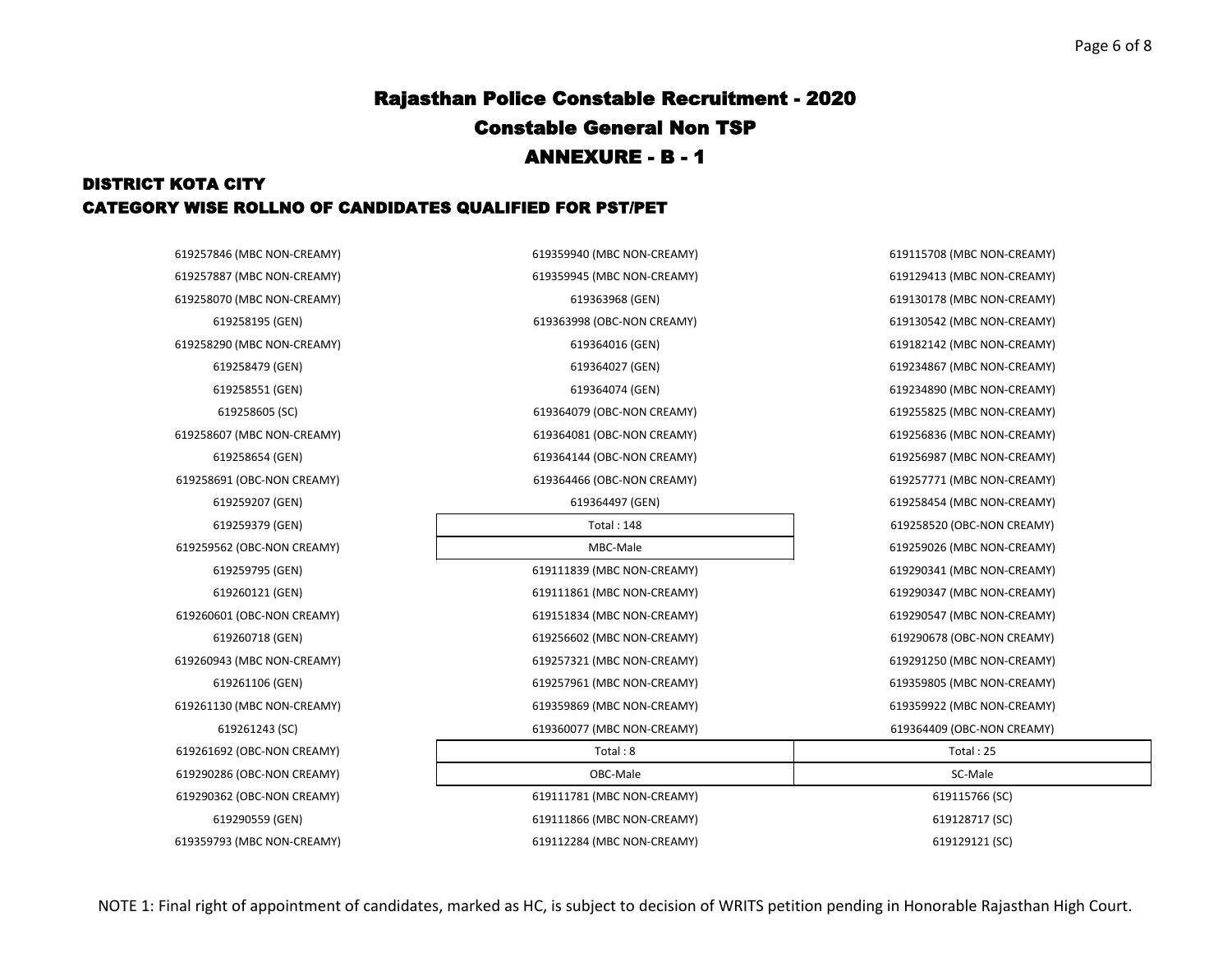# Rajasthan Police Constable Recruitment - 2020

## Constable General Non TSP

## ANNEXURE - B - 1

### DISTRICT KOTA CITY

### CATEGORY WISE ROLLNO OF CANDIDATES QUALIFIED FOR PST/PET

619257846 (MBC NON-CREAMY)
619257887 (MBC NON-CREAMY)
619258070 (MBC NON-CREAMY)
619258195 (GEN)
619258290 (MBC NON-CREAMY)
619258479 (GEN)
619258551 (GEN)
619258605 (SC)
619258607 (MBC NON-CREAMY)
619258654 (GEN)
619258691 (OBC-NON CREAMY)
619259207 (GEN)
619259379 (GEN)
619259562 (OBC-NON CREAMY)
619259795 (GEN)
619260121 (GEN)
619260601 (OBC-NON CREAMY)
619260718 (GEN)
619260943 (MBC NON-CREAMY)
619261106 (GEN)
619261130 (MBC NON-CREAMY)
619261243 (SC)
619261692 (OBC-NON CREAMY)
619290286 (OBC-NON CREAMY)
619290362 (OBC-NON CREAMY)
619290559 (GEN)
619359793 (MBC NON-CREAMY)
619359940 (MBC NON-CREAMY)
619359945 (MBC NON-CREAMY)
619363968 (GEN)
619363998 (OBC-NON CREAMY)
619364016 (GEN)
619364027 (GEN)
619364074 (GEN)
619364079 (OBC-NON CREAMY)
619364081 (OBC-NON CREAMY)
619364144 (OBC-NON CREAMY)
619364466 (OBC-NON CREAMY)
619364497 (GEN)

| Total : 148 |
|---|
| MBC-Male |

619111839 (MBC NON-CREAMY)
619111861 (MBC NON-CREAMY)
619151834 (MBC NON-CREAMY)
619256602 (MBC NON-CREAMY)
619257321 (MBC NON-CREAMY)
619257961 (MBC NON-CREAMY)
619359869 (MBC NON-CREAMY)
619360077 (MBC NON-CREAMY)

| Total : 8 |
|---|
| OBC-Male |

619111781 (MBC NON-CREAMY)
619111866 (MBC NON-CREAMY)
619112284 (MBC NON-CREAMY)
619115708 (MBC NON-CREAMY)
619129413 (MBC NON-CREAMY)
619130178 (MBC NON-CREAMY)
619130542 (MBC NON-CREAMY)
619182142 (MBC NON-CREAMY)
619234867 (MBC NON-CREAMY)
619234890 (MBC NON-CREAMY)
619255825 (MBC NON-CREAMY)
619256836 (MBC NON-CREAMY)
619256987 (MBC NON-CREAMY)
619257771 (MBC NON-CREAMY)
619258454 (MBC NON-CREAMY)
619258520 (OBC-NON CREAMY)
619259026 (MBC NON-CREAMY)
619290341 (MBC NON-CREAMY)
619290347 (MBC NON-CREAMY)
619290547 (MBC NON-CREAMY)
619290678 (OBC-NON CREAMY)
619291250 (MBC NON-CREAMY)
619359805 (MBC NON-CREAMY)
619359922 (MBC NON-CREAMY)
619364409 (OBC-NON CREAMY)

| Total : 25 |
|---|
| SC-Male |

619115766 (SC)
619128717 (SC)
619129121 (SC)

NOTE 1: Final right of appointment of candidates, marked as HC, is subject to decision of WRITS petition pending in Honorable Rajasthan High Court.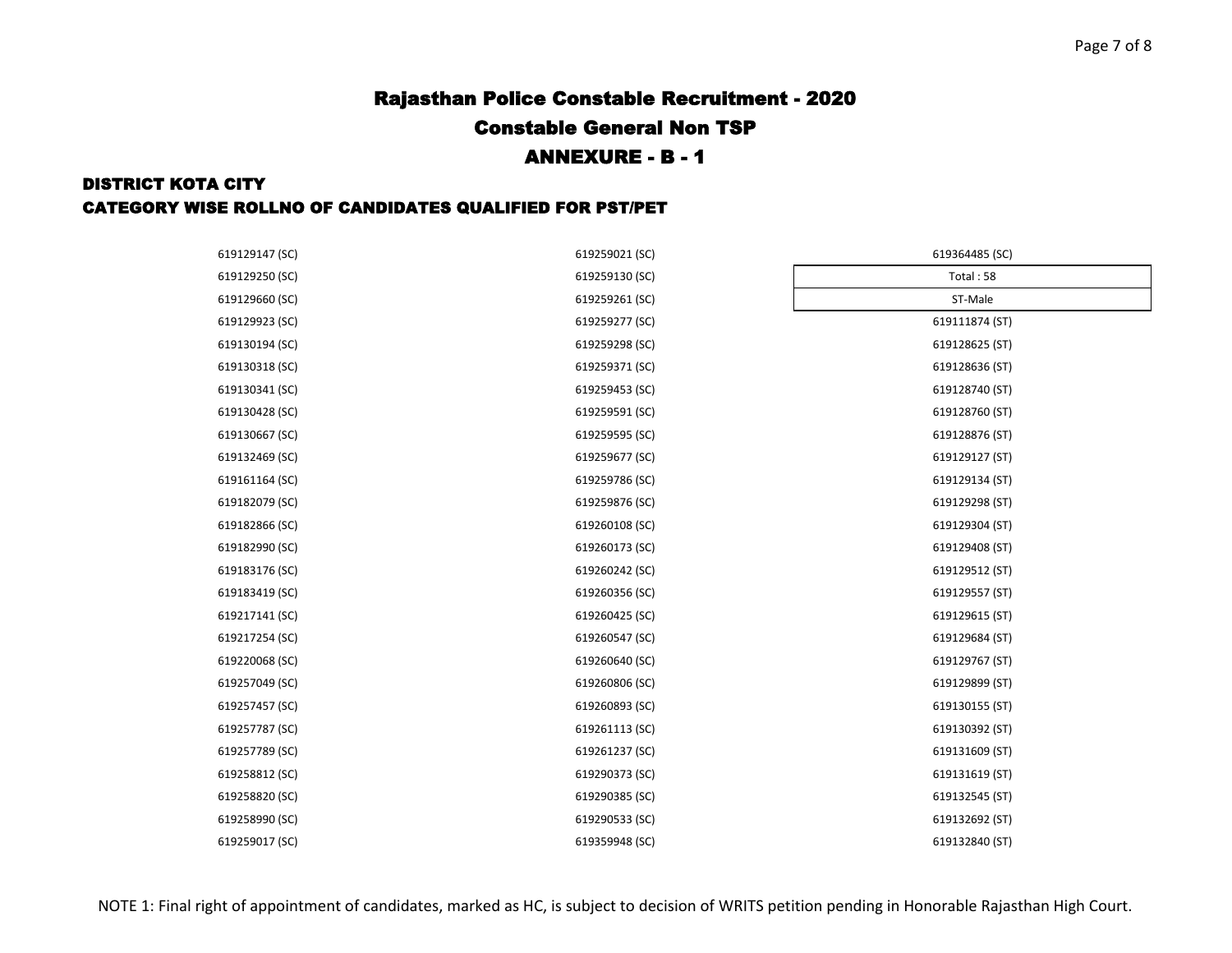# Rajasthan Police Constable Recruitment - 2020

## Constable General Non TSP

## ANNEXURE - B - 1

### DISTRICT KOTA CITY

### CATEGORY WISE ROLLNO OF CANDIDATES QUALIFIED FOR PST/PET

619129147 (SC)
619129250 (SC)
619129660 (SC)
619129923 (SC)
619130194 (SC)
619130318 (SC)
619130341 (SC)
619130428 (SC)
619130667 (SC)
619132469 (SC)
619161164 (SC)
619182079 (SC)
619182866 (SC)
619182990 (SC)
619183176 (SC)
619183419 (SC)
619217141 (SC)
619217254 (SC)
619220068 (SC)
619257049 (SC)
619257457 (SC)
619257787 (SC)
619257789 (SC)
619258812 (SC)
619258820 (SC)
619258990 (SC)
619259017 (SC)
619259021 (SC)
619259130 (SC)
619259261 (SC)
619259277 (SC)
619259298 (SC)
619259371 (SC)
619259453 (SC)
619259591 (SC)
619259595 (SC)
619259677 (SC)
619259786 (SC)
619259876 (SC)
619260108 (SC)
619260173 (SC)
619260242 (SC)
619260356 (SC)
619260425 (SC)
619260547 (SC)
619260640 (SC)
619260806 (SC)
619260893 (SC)
619261113 (SC)
619261237 (SC)
619290373 (SC)
619290385 (SC)
619290533 (SC)
619359948 (SC)
619364485 (SC)

Total : 58

ST-Male

619111874 (ST)
619128625 (ST)
619128636 (ST)
619128740 (ST)
619128760 (ST)
619128876 (ST)
619129127 (ST)
619129134 (ST)
619129298 (ST)
619129304 (ST)
619129408 (ST)
619129512 (ST)
619129557 (ST)
619129615 (ST)
619129684 (ST)
619129767 (ST)
619129899 (ST)
619130155 (ST)
619130392 (ST)
619131609 (ST)
619131619 (ST)
619132545 (ST)
619132692 (ST)
619132840 (ST)

NOTE 1: Final right of appointment of candidates, marked as HC, is subject to decision of WRITS petition pending in Honorable Rajasthan High Court.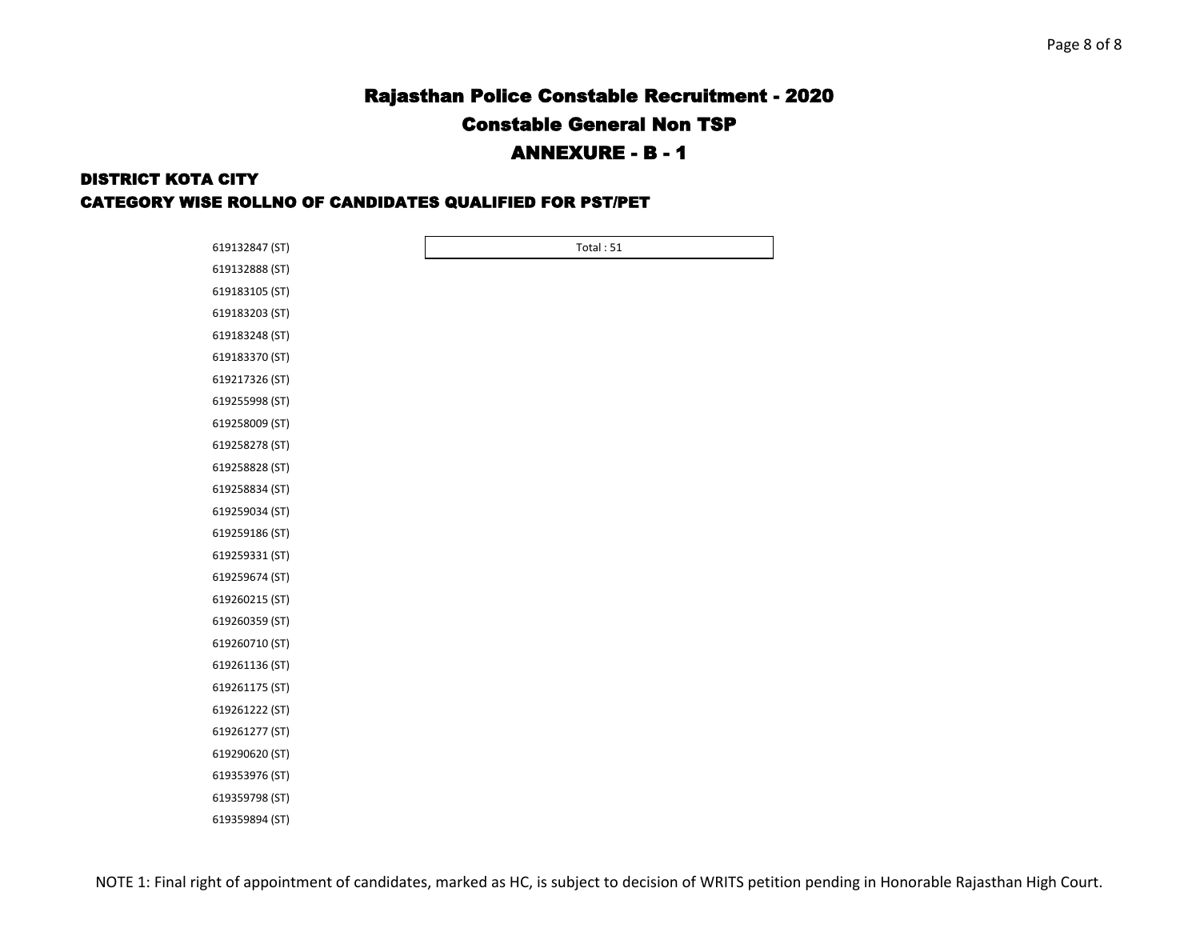# Rajasthan Police Constable Recruitment - 2020

## Constable General Non TSP

## ANNEXURE - B - 1

### DISTRICT KOTA CITY

### CATEGORY WISE ROLLNO OF CANDIDATES QUALIFIED FOR PST/PET

619132847 (ST)
619132888 (ST)
619183105 (ST)
619183203 (ST)
619183248 (ST)
619183370 (ST)
619217326 (ST)
619255998 (ST)
619258009 (ST)
619258278 (ST)
619258828 (ST)
619258834 (ST)
619259034 (ST)
619259186 (ST)
619259331 (ST)
619259674 (ST)
619260215 (ST)
619260359 (ST)
619260710 (ST)
619261136 (ST)
619261175 (ST)
619261222 (ST)
619261277 (ST)
619290620 (ST)
619353976 (ST)
619359798 (ST)
619359894 (ST)

Total : 51

NOTE 1: Final right of appointment of candidates, marked as HC, is subject to decision of WRITS petition pending in Honorable Rajasthan High Court.